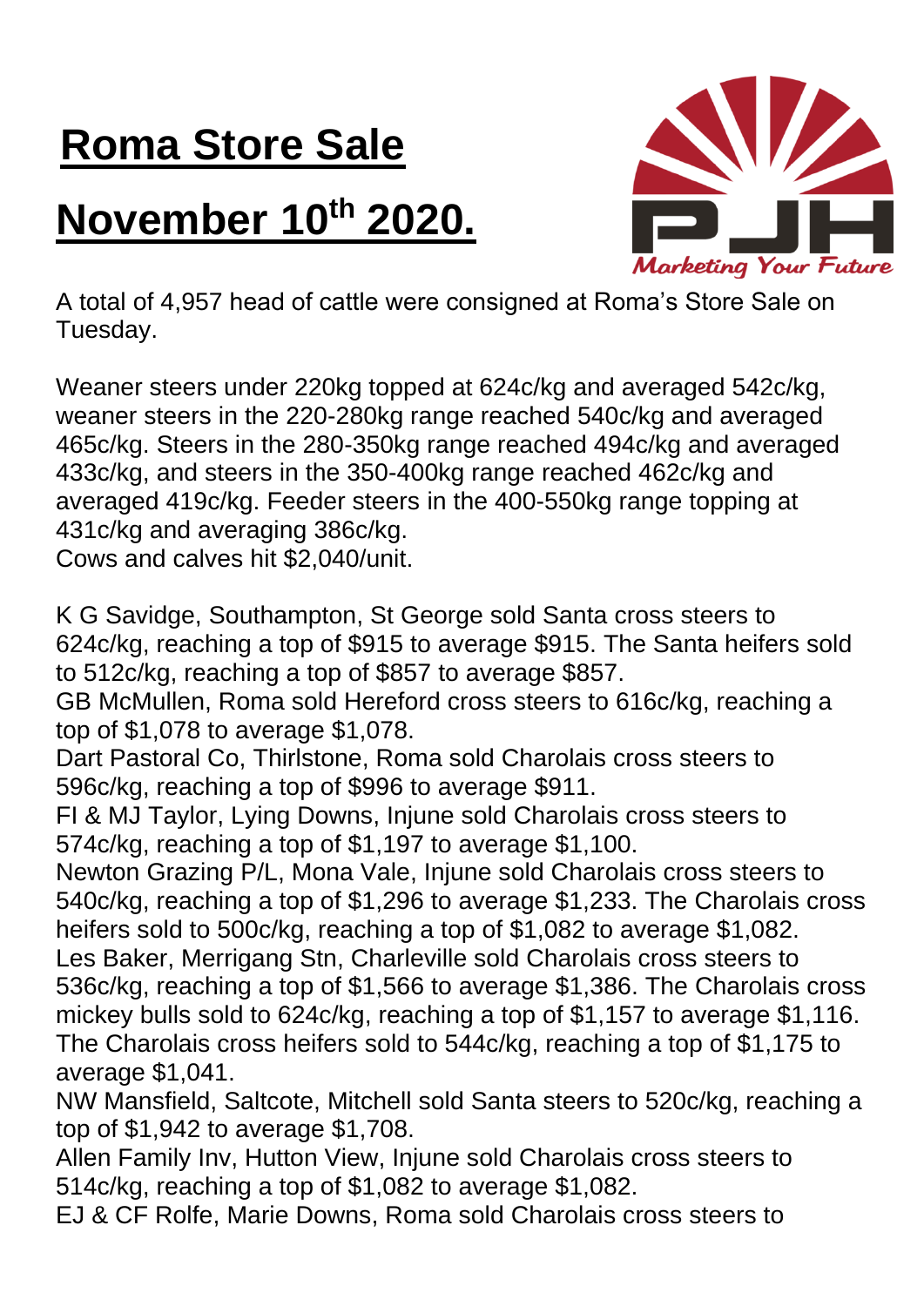# Roma Store Sale

# November 10th 2020.

A total of 4,957 head of cattle were consigned at Roma's Store Sale on Tuesday.

Weaner steers under 220kg topped at 624c/kg and averaged 542c/kg, weaner steers in the 220-280kg range reached 540c/kg and averaged 465c/kg. Steers in the 280-350kg range reached 494c/kg and averaged 433c/kg, and steers in the 350-400kg range reached 462c/kg and averaged 419c/kg. Feeder steers in the 400-550kg range topping at 431c/kg and averaging 386c/kg.
Cows and calves hit $2,040/unit.

K G Savidge, Southampton, St George sold Santa cross steers to 624c/kg, reaching a top of $915 to average $915. The Santa heifers sold to 512c/kg, reaching a top of $857 to average $857.
GB McMullen, Roma sold Hereford cross steers to 616c/kg, reaching a top of $1,078 to average $1,078.
Dart Pastoral Co, Thirlstone, Roma sold Charolais cross steers to 596c/kg, reaching a top of $996 to average $911.
FI & MJ Taylor, Lying Downs, Injune sold Charolais cross steers to 574c/kg, reaching a top of $1,197 to average $1,100.
Newton Grazing P/L, Mona Vale, Injune sold Charolais cross steers to 540c/kg, reaching a top of $1,296 to average $1,233. The Charolais cross heifers sold to 500c/kg, reaching a top of $1,082 to average $1,082.
Les Baker, Merrigang Stn, Charleville sold Charolais cross steers to 536c/kg, reaching a top of $1,566 to average $1,386. The Charolais cross mickey bulls sold to 624c/kg, reaching a top of $1,157 to average $1,116. The Charolais cross heifers sold to 544c/kg, reaching a top of $1,175 to average $1,041.
NW Mansfield, Saltcote, Mitchell sold Santa steers to 520c/kg, reaching a top of $1,942 to average $1,708.
Allen Family Inv, Hutton View, Injune sold Charolais cross steers to 514c/kg, reaching a top of $1,082 to average $1,082.
EJ & CF Rolfe, Marie Downs, Roma sold Charolais cross steers to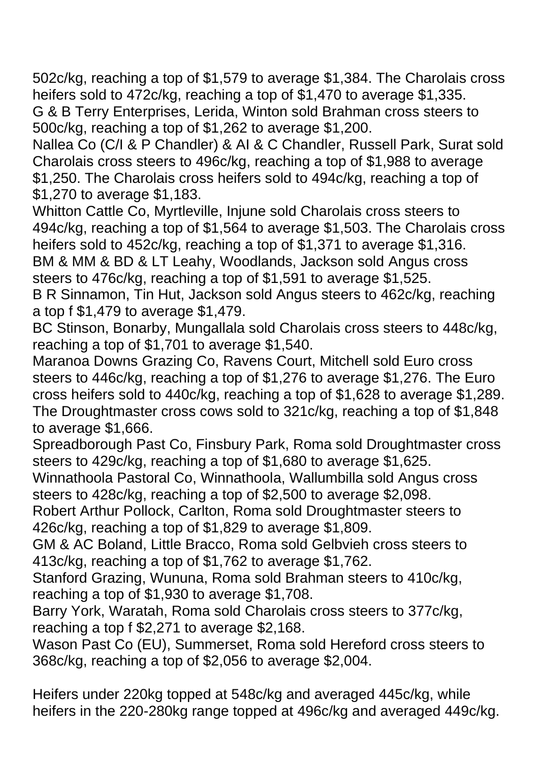502c/kg, reaching a top of $1,579 to average $1,384. The Charolais cross heifers sold to 472c/kg, reaching a top of $1,470 to average $1,335.
G & B Terry Enterprises, Lerida, Winton sold Brahman cross steers to 500c/kg, reaching a top of $1,262 to average $1,200.
Nallea Co (C/I & P Chandler) & AI & C Chandler, Russell Park, Surat sold Charolais cross steers to 496c/kg, reaching a top of $1,988 to average $1,250. The Charolais cross heifers sold to 494c/kg, reaching a top of $1,270 to average $1,183.
Whitton Cattle Co, Myrtleville, Injune sold Charolais cross steers to 494c/kg, reaching a top of $1,564 to average $1,503. The Charolais cross heifers sold to 452c/kg, reaching a top of $1,371 to average $1,316.
BM & MM & BD & LT Leahy, Woodlands, Jackson sold Angus cross steers to 476c/kg, reaching a top of $1,591 to average $1,525.
B R Sinnamon, Tin Hut, Jackson sold Angus steers to 462c/kg, reaching a top f $1,479 to average $1,479.
BC Stinson, Bonarby, Mungallala sold Charolais cross steers to 448c/kg, reaching a top of $1,701 to average $1,540.
Maranoa Downs Grazing Co, Ravens Court, Mitchell sold Euro cross steers to 446c/kg, reaching a top of $1,276 to average $1,276. The Euro cross heifers sold to 440c/kg, reaching a top of $1,628 to average $1,289. The Droughtmaster cross cows sold to 321c/kg, reaching a top of $1,848 to average $1,666.
Spreadborough Past Co, Finsbury Park, Roma sold Droughtmaster cross steers to 429c/kg, reaching a top of $1,680 to average $1,625.
Winnathoola Pastoral Co, Winnathoola, Wallumbilla sold Angus cross steers to 428c/kg, reaching a top of $2,500 to average $2,098.
Robert Arthur Pollock, Carlton, Roma sold Droughtmaster steers to 426c/kg, reaching a top of $1,829 to average $1,809.
GM & AC Boland, Little Bracco, Roma sold Gelbvieh cross steers to 413c/kg, reaching a top of $1,762 to average $1,762.
Stanford Grazing, Wununa, Roma sold Brahman steers to 410c/kg, reaching a top of $1,930 to average $1,708.
Barry York, Waratah, Roma sold Charolais cross steers to 377c/kg, reaching a top f $2,271 to average $2,168.
Wason Past Co (EU), Summerset, Roma sold Hereford cross steers to 368c/kg, reaching a top of $2,056 to average $2,004.

Heifers under 220kg topped at 548c/kg and averaged 445c/kg, while heifers in the 220-280kg range topped at 496c/kg and averaged 449c/kg.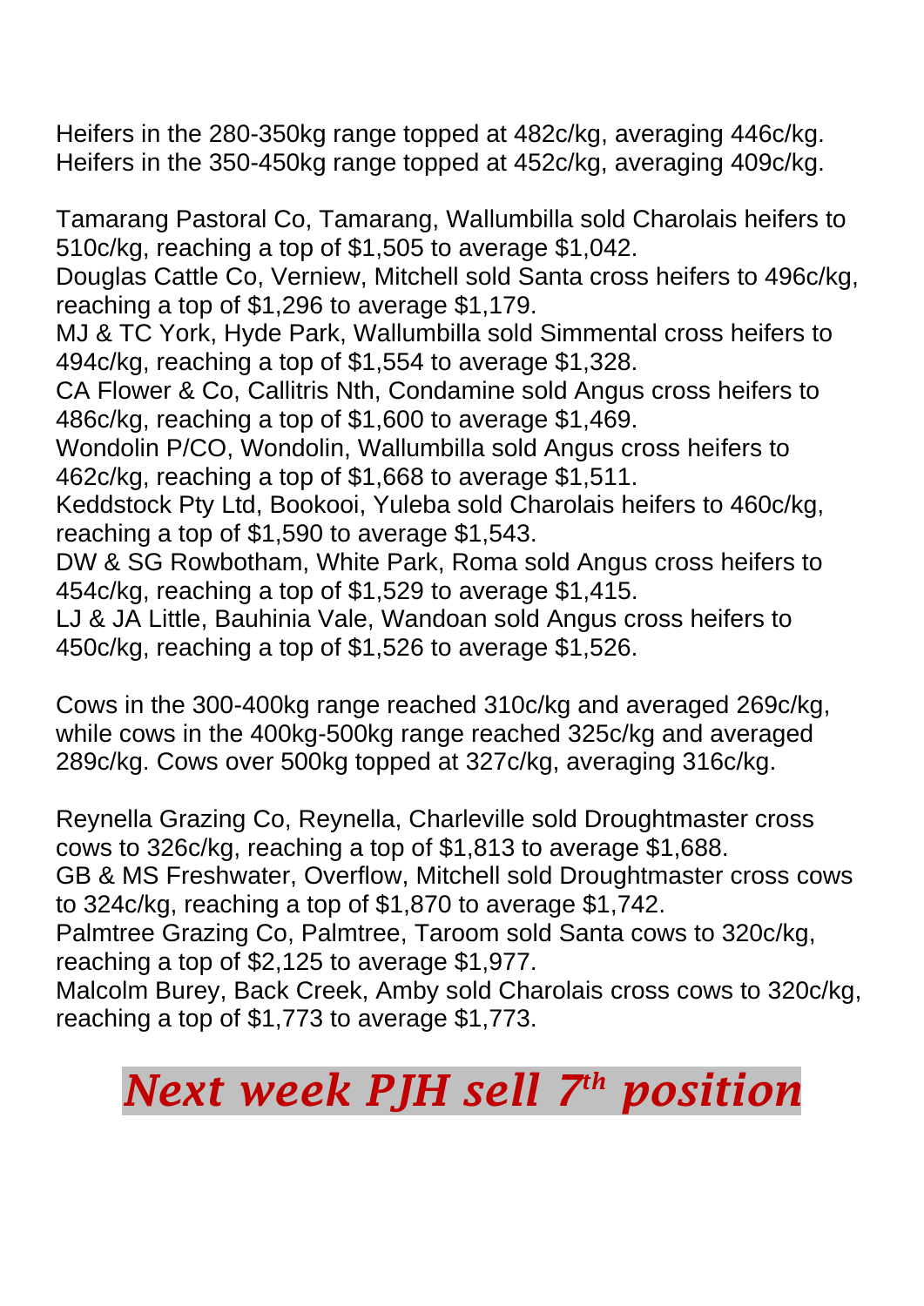Heifers in the 280-350kg range topped at 482c/kg, averaging 446c/kg.
Heifers in the 350-450kg range topped at 452c/kg, averaging 409c/kg.

Tamarang Pastoral Co, Tamarang, Wallumbilla sold Charolais heifers to 510c/kg, reaching a top of $1,505 to average $1,042.
Douglas Cattle Co, Verniew, Mitchell sold Santa cross heifers to 496c/kg, reaching a top of $1,296 to average $1,179.
MJ & TC York, Hyde Park, Wallumbilla sold Simmental cross heifers to 494c/kg, reaching a top of $1,554 to average $1,328.
CA Flower & Co, Callitris Nth, Condamine sold Angus cross heifers to 486c/kg, reaching a top of $1,600 to average $1,469.
Wondolin P/CO, Wondolin, Wallumbilla sold Angus cross heifers to 462c/kg, reaching a top of $1,668 to average $1,511.
Keddstock Pty Ltd, Bookooi, Yuleba sold Charolais heifers to 460c/kg, reaching a top of $1,590 to average $1,543.
DW & SG Rowbotham, White Park, Roma sold Angus cross heifers to 454c/kg, reaching a top of $1,529 to average $1,415.
LJ & JA Little, Bauhinia Vale, Wandoan sold Angus cross heifers to 450c/kg, reaching a top of $1,526 to average $1,526.

Cows in the 300-400kg range reached 310c/kg and averaged 269c/kg, while cows in the 400kg-500kg range reached 325c/kg and averaged 289c/kg. Cows over 500kg topped at 327c/kg, averaging 316c/kg.

Reynella Grazing Co, Reynella, Charleville sold Droughtmaster cross cows to 326c/kg, reaching a top of $1,813 to average $1,688.
GB & MS Freshwater, Overflow, Mitchell sold Droughtmaster cross cows to 324c/kg, reaching a top of $1,870 to average $1,742.
Palmtree Grazing Co, Palmtree, Taroom sold Santa cows to 320c/kg, reaching a top of $2,125 to average $1,977.
Malcolm Burey, Back Creek, Amby sold Charolais cross cows to 320c/kg, reaching a top of $1,773 to average $1,773.

# ***Next week PJH sell 7th position***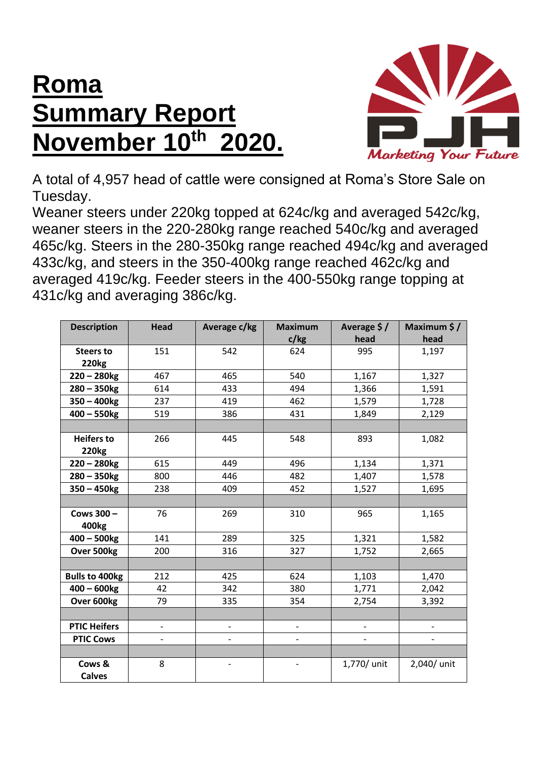# Roma Summary Report November 10th 2020.

Marketing Your Future

A total of 4,957 head of cattle were consigned at Roma's Store Sale on Tuesday.

Weaner steers under 220kg topped at 624c/kg and averaged 542c/kg, weaner steers in the 220-280kg range reached 540c/kg and averaged 465c/kg. Steers in the 280-350kg range reached 494c/kg and averaged 433c/kg, and steers in the 350-400kg range reached 462c/kg and averaged 419c/kg. Feeder steers in the 400-550kg range topping at 431c/kg and averaging 386c/kg.

| Description | Head | Average c/kg | Maximum c/kg | Average $ / head | Maximum $ / head |
|---|---|---|---|---|---|
| **Steers to 220kg** | 151 | 542 | 624 | 995 | 1,197 |
| **220 – 280kg** | 467 | 465 | 540 | 1,167 | 1,327 |
| **280 – 350kg** | 614 | 433 | 494 | 1,366 | 1,591 |
| **350 – 400kg** | 237 | 419 | 462 | 1,579 | 1,728 |
| **400 – 550kg** | 519 | 386 | 431 | 1,849 | 2,129 |
| | | | | | |
| **Heifers to 220kg** | 266 | 445 | 548 | 893 | 1,082 |
| **220 – 280kg** | 615 | 449 | 496 | 1,134 | 1,371 |
| **280 – 350kg** | 800 | 446 | 482 | 1,407 | 1,578 |
| **350 – 450kg** | 238 | 409 | 452 | 1,527 | 1,695 |
| | | | | | |
| **Cows 300 – 400kg** | 76 | 269 | 310 | 965 | 1,165 |
| **400 – 500kg** | 141 | 289 | 325 | 1,321 | 1,582 |
| **Over 500kg** | 200 | 316 | 327 | 1,752 | 2,665 |
| | | | | | |
| **Bulls to 400kg** | 212 | 425 | 624 | 1,103 | 1,470 |
| **400 – 600kg** | 42 | 342 | 380 | 1,771 | 2,042 |
| **Over 600kg** | 79 | 335 | 354 | 2,754 | 3,392 |
| | | | | | |
| **PTIC Heifers** | - | - | - | - | - |
| **PTIC Cows** | - | - | - | - | - |
| | | | | | |
| **Cows & Calves** | 8 | - | - | 1,770/ unit | 2,040/ unit |